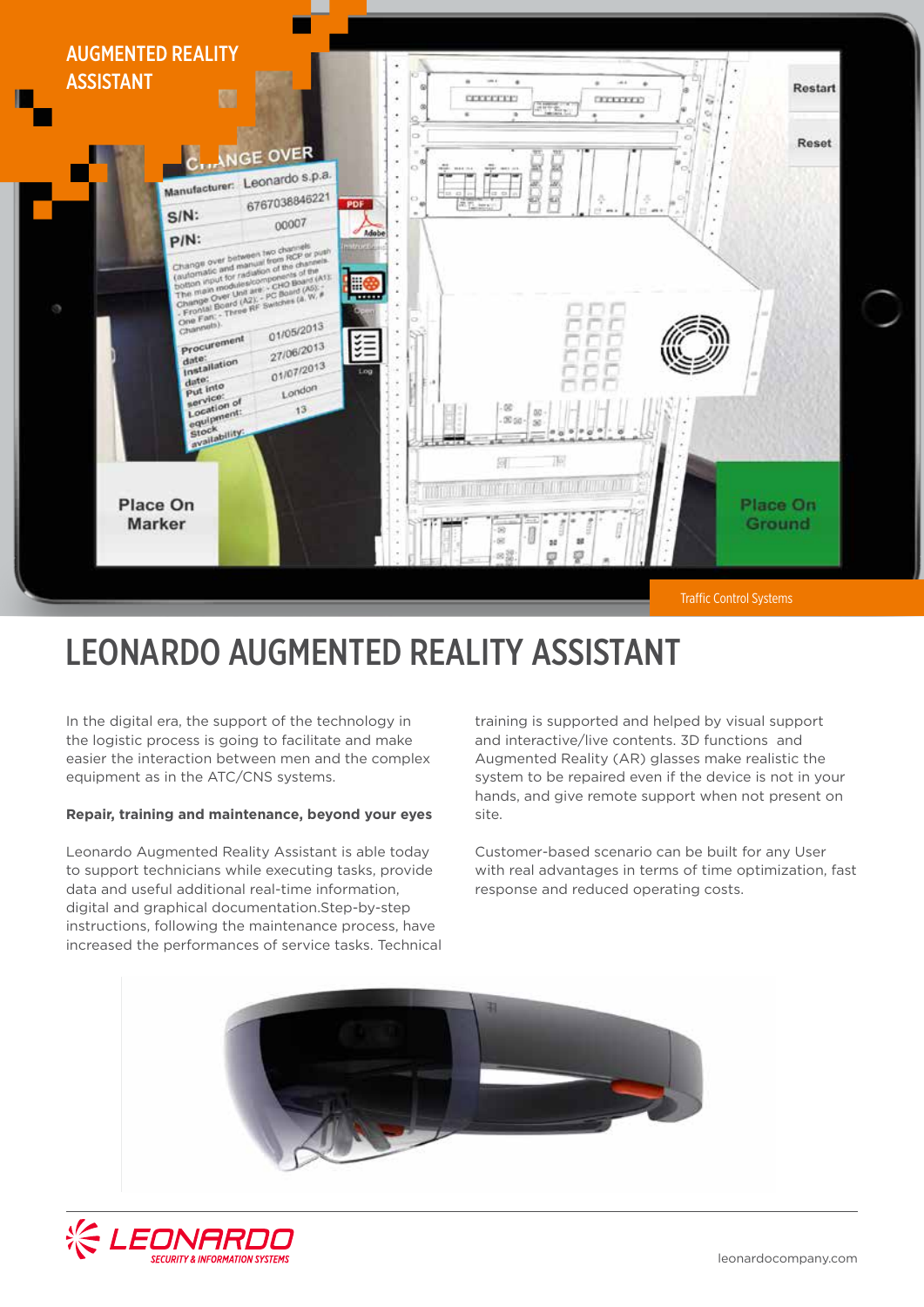AUGMENTED REALITY ASSISTANT

Traffic Control Systems

# LEONARDO AUGMENTED REALITY ASSISTANT

In the digital era, the support of the technology in the logistic process is going to facilitate and make easier the interaction between men and the complex equipment as in the ATC/CNS systems.

**Repair, training and maintenance, beyond your eyes**

Leonardo Augmented Reality Assistant is able today to support technicians while executing tasks, provide data and useful additional real-time information, digital and graphical documentation.Step-by-step instructions, following the maintenance process, have increased the performances of service tasks. Technical training is supported and helped by visual support and interactive/live contents. 3D functions and Augmented Reality (AR) glasses make realistic the system to be repaired even if the device is not in your hands, and give remote support when not present on site.

Customer-based scenario can be built for any User with real advantages in terms of time optimization, fast response and reduced operating costs.

LEONARDO SECURITY & INFORMATION SYSTEMS

leonardocompany.com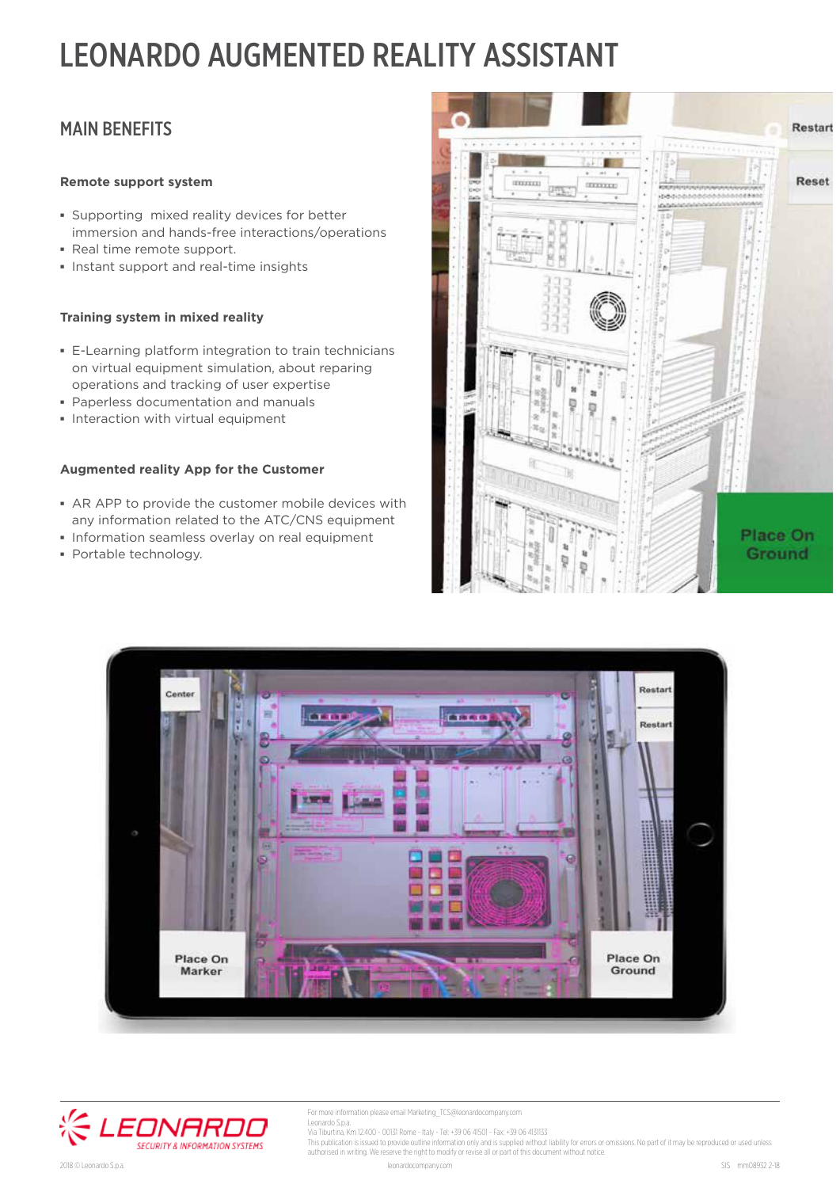# LEONARDO AUGMENTED REALITY ASSISTANT

## MAIN BENEFITS

**Remote support system**

- Supporting mixed reality devices for better immersion and hands-free interactions/operations
- Real time remote support.
- Instant support and real-time insights

**Training system in mixed reality**

- E-Learning platform integration to train technicians on virtual equipment simulation, about reparing operations and tracking of user expertise
- Paperless documentation and manuals
- Interaction with virtual equipment

**Augmented reality App for the Customer**

- AR APP to provide the customer mobile devices with any information related to the ATC/CNS equipment
- Information seamless overlay on real equipment
- Portable technology.

For more information please email Marketing_TCS@leonardocompany.com

Leonardo S.p.a.
Via Tiburtina, Km 12.400 - 00131 Rome - Italy - Tel: +39 06 41501 - Fax: +39 06 4131133

This publication is issued to provide outline information only and is supplied without liability for errors or omissions. No part of it may be reproduced or used unless authorised in writing. We reserve the right to modify or revise all or part of this document without notice.

2018 © Leonardo S.p.a. leonardocompany.com SIS mm08932 2-18